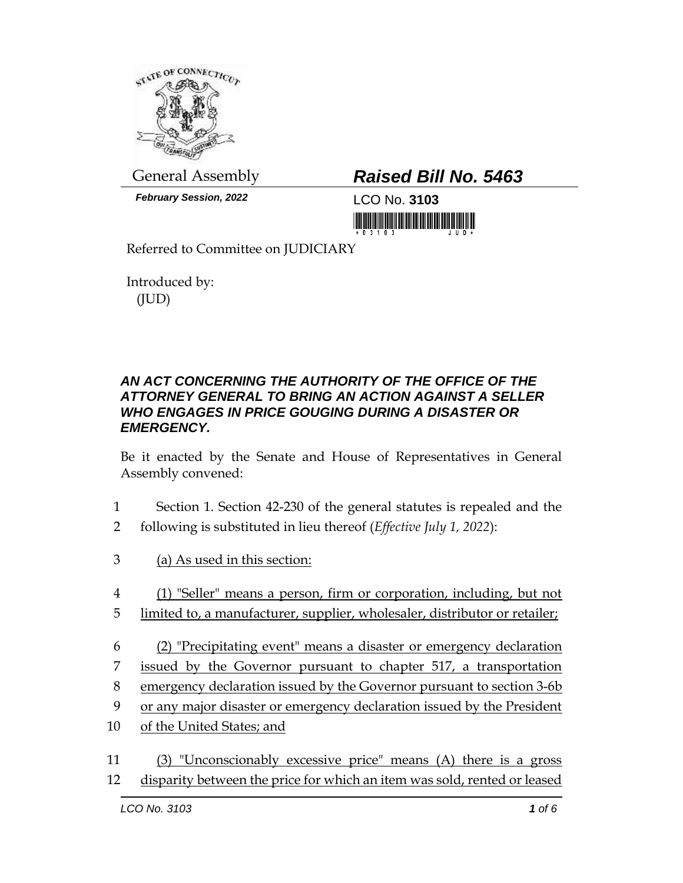General Assembly

***February Session, 2022***

# ***Raised Bill No. 5463***

LCO No. **3103**

Referred to Committee on JUDICIARY

Introduced by:
(JUD)

## ***AN ACT CONCERNING THE AUTHORITY OF THE OFFICE OF THE ATTORNEY GENERAL TO BRING AN ACTION AGAINST A SELLER WHO ENGAGES IN PRICE GOUGING DURING A DISASTER OR EMERGENCY.***

Be it enacted by the Senate and House of Representatives in General Assembly convened:

1 Section 1. Section 42-230 of the general statutes is repealed and the
2 following is substituted in lieu thereof (*Effective July 1, 2022*):

3 <u>(a) As used in this section:</u>

4 <u>(1) "Seller" means a person, firm or corporation, including, but not</u>
5 <u>limited to, a manufacturer, supplier, wholesaler, distributor or retailer;</u>

6 <u>(2) "Precipitating event" means a disaster or emergency declaration</u>
7 <u>issued by the Governor pursuant to chapter 517, a transportation</u>
8 <u>emergency declaration issued by the Governor pursuant to section 3-6b</u>
9 <u>or any major disaster or emergency declaration issued by the President</u>
10 <u>of the United States; and</u>

11 <u>(3) "Unconscionably excessive price" means (A) there is a gross</u>
12 <u>disparity between the price for which an item was sold, rented or leased</u>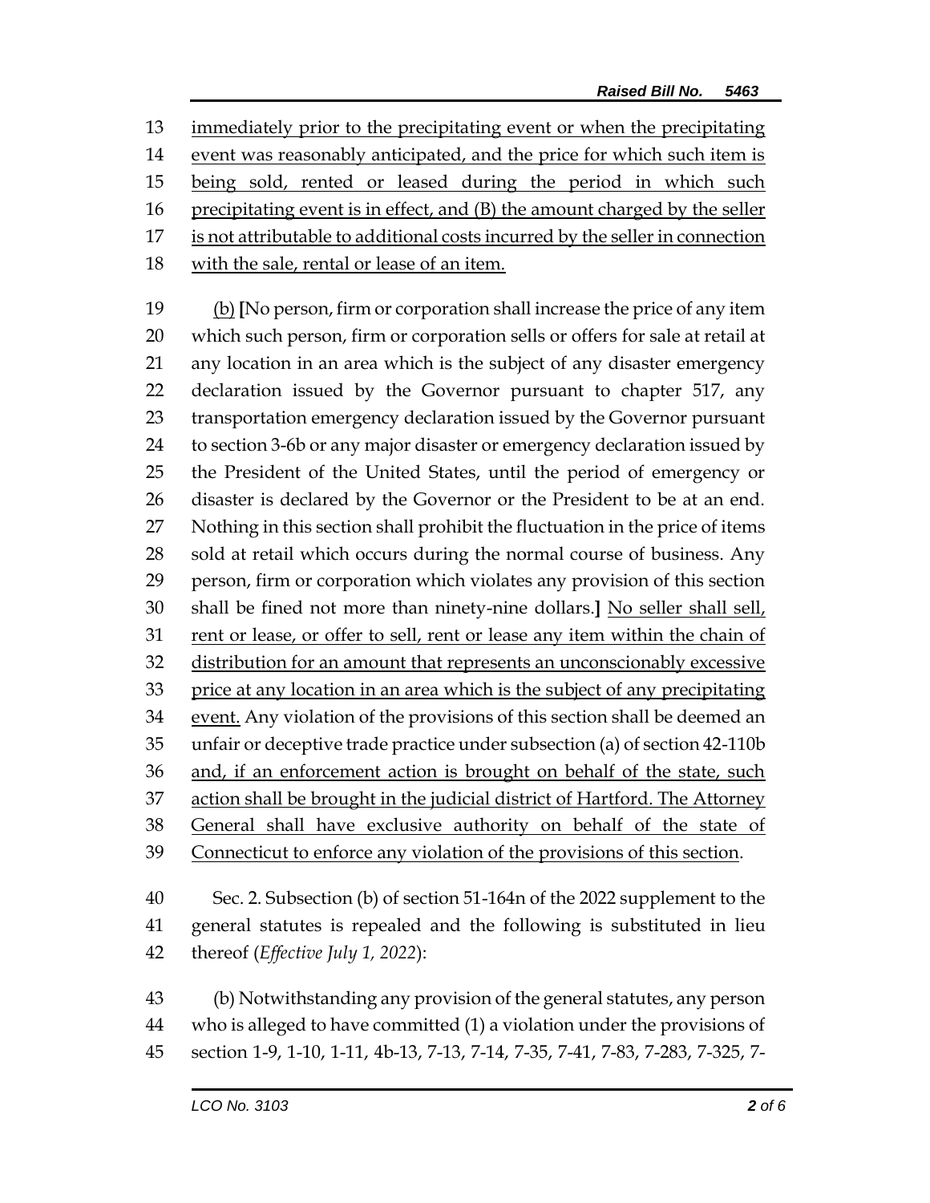immediately prior to the precipitating event or when the precipitating event was reasonably anticipated, and the price for which such item is being sold, rented or leased during the period in which such precipitating event is in effect, and (B) the amount charged by the seller is not attributable to additional costs incurred by the seller in connection with the sale, rental or lease of an item.

(b) [No person, firm or corporation shall increase the price of any item which such person, firm or corporation sells or offers for sale at retail at any location in an area which is the subject of any disaster emergency declaration issued by the Governor pursuant to chapter 517, any transportation emergency declaration issued by the Governor pursuant to section 3-6b or any major disaster or emergency declaration issued by the President of the United States, until the period of emergency or disaster is declared by the Governor or the President to be at an end. Nothing in this section shall prohibit the fluctuation in the price of items sold at retail which occurs during the normal course of business. Any person, firm or corporation which violates any provision of this section shall be fined not more than ninety-nine dollars.] No seller shall sell, rent or lease, or offer to sell, rent or lease any item within the chain of distribution for an amount that represents an unconscionably excessive price at any location in an area which is the subject of any precipitating event. Any violation of the provisions of this section shall be deemed an unfair or deceptive trade practice under subsection (a) of section 42-110b and, if an enforcement action is brought on behalf of the state, such action shall be brought in the judicial district of Hartford. The Attorney General shall have exclusive authority on behalf of the state of Connecticut to enforce any violation of the provisions of this section.

Sec. 2. Subsection (b) of section 51-164n of the 2022 supplement to the general statutes is repealed and the following is substituted in lieu thereof (*Effective July 1, 2022*):

(b) Notwithstanding any provision of the general statutes, any person who is alleged to have committed (1) a violation under the provisions of section 1-9, 1-10, 1-11, 4b-13, 7-13, 7-14, 7-35, 7-41, 7-83, 7-283, 7-325, 7-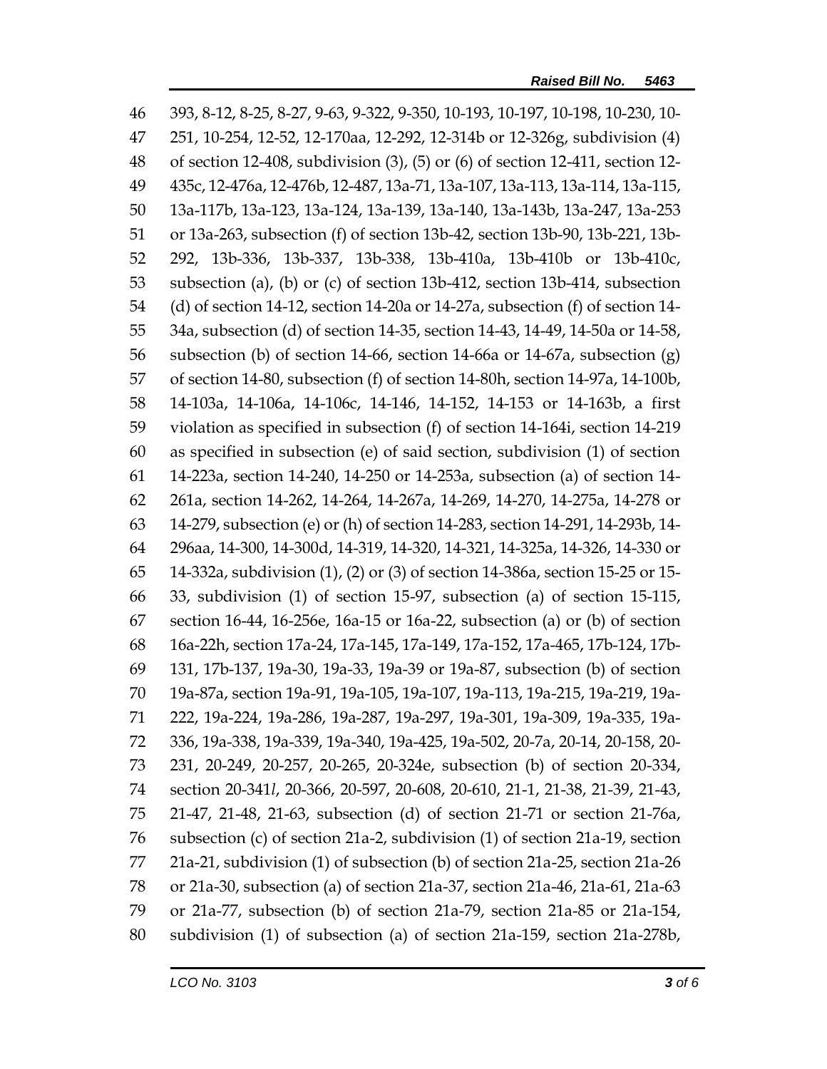46 393, 8-12, 8-25, 8-27, 9-63, 9-322, 9-350, 10-193, 10-197, 10-198, 10-230, 10-
47 251, 10-254, 12-52, 12-170aa, 12-292, 12-314b or 12-326g, subdivision (4)
48 of section 12-408, subdivision (3), (5) or (6) of section 12-411, section 12-
49 435c, 12-476a, 12-476b, 12-487, 13a-71, 13a-107, 13a-113, 13a-114, 13a-115,
50 13a-117b, 13a-123, 13a-124, 13a-139, 13a-140, 13a-143b, 13a-247, 13a-253
51 or 13a-263, subsection (f) of section 13b-42, section 13b-90, 13b-221, 13b-
52 292, 13b-336, 13b-337, 13b-338, 13b-410a, 13b-410b or 13b-410c,
53 subsection (a), (b) or (c) of section 13b-412, section 13b-414, subsection
54 (d) of section 14-12, section 14-20a or 14-27a, subsection (f) of section 14-
55 34a, subsection (d) of section 14-35, section 14-43, 14-49, 14-50a or 14-58,
56 subsection (b) of section 14-66, section 14-66a or 14-67a, subsection (g)
57 of section 14-80, subsection (f) of section 14-80h, section 14-97a, 14-100b,
58 14-103a, 14-106a, 14-106c, 14-146, 14-152, 14-153 or 14-163b, a first
59 violation as specified in subsection (f) of section 14-164i, section 14-219
60 as specified in subsection (e) of said section, subdivision (1) of section
61 14-223a, section 14-240, 14-250 or 14-253a, subsection (a) of section 14-
62 261a, section 14-262, 14-264, 14-267a, 14-269, 14-270, 14-275a, 14-278 or
63 14-279, subsection (e) or (h) of section 14-283, section 14-291, 14-293b, 14-
64 296aa, 14-300, 14-300d, 14-319, 14-320, 14-321, 14-325a, 14-326, 14-330 or
65 14-332a, subdivision (1), (2) or (3) of section 14-386a, section 15-25 or 15-
66 33, subdivision (1) of section 15-97, subsection (a) of section 15-115,
67 section 16-44, 16-256e, 16a-15 or 16a-22, subsection (a) or (b) of section
68 16a-22h, section 17a-24, 17a-145, 17a-149, 17a-152, 17a-465, 17b-124, 17b-
69 131, 17b-137, 19a-30, 19a-33, 19a-39 or 19a-87, subsection (b) of section
70 19a-87a, section 19a-91, 19a-105, 19a-107, 19a-113, 19a-215, 19a-219, 19a-
71 222, 19a-224, 19a-286, 19a-287, 19a-297, 19a-301, 19a-309, 19a-335, 19a-
72 336, 19a-338, 19a-339, 19a-340, 19a-425, 19a-502, 20-7a, 20-14, 20-158, 20-
73 231, 20-249, 20-257, 20-265, 20-324e, subsection (b) of section 20-334,
74 section 20-341*l*, 20-366, 20-597, 20-608, 20-610, 21-1, 21-38, 21-39, 21-43,
75 21-47, 21-48, 21-63, subsection (d) of section 21-71 or section 21-76a,
76 subsection (c) of section 21a-2, subdivision (1) of section 21a-19, section
77 21a-21, subdivision (1) of subsection (b) of section 21a-25, section 21a-26
78 or 21a-30, subsection (a) of section 21a-37, section 21a-46, 21a-61, 21a-63
79 or 21a-77, subsection (b) of section 21a-79, section 21a-85 or 21a-154,
80 subdivision (1) of subsection (a) of section 21a-159, section 21a-278b,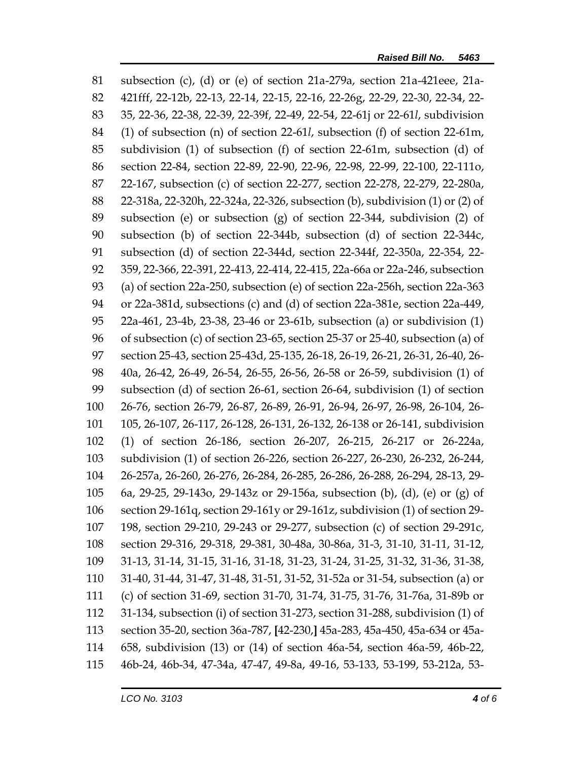81 subsection (c), (d) or (e) of section 21a-279a, section 21a-421eee, 21a-
82 421fff, 22-12b, 22-13, 22-14, 22-15, 22-16, 22-26g, 22-29, 22-30, 22-34, 22-
83 35, 22-36, 22-38, 22-39, 22-39f, 22-49, 22-54, 22-61j or 22-61*l*, subdivision
84 (1) of subsection (n) of section 22-61*l*, subsection (f) of section 22-61m,
85 subdivision (1) of subsection (f) of section 22-61m, subsection (d) of
86 section 22-84, section 22-89, 22-90, 22-96, 22-98, 22-99, 22-100, 22-111o,
87 22-167, subsection (c) of section 22-277, section 22-278, 22-279, 22-280a,
88 22-318a, 22-320h, 22-324a, 22-326, subsection (b), subdivision (1) or (2) of
89 subsection (e) or subsection (g) of section 22-344, subdivision (2) of
90 subsection (b) of section 22-344b, subsection (d) of section 22-344c,
91 subsection (d) of section 22-344d, section 22-344f, 22-350a, 22-354, 22-
92 359, 22-366, 22-391, 22-413, 22-414, 22-415, 22a-66a or 22a-246, subsection
93 (a) of section 22a-250, subsection (e) of section 22a-256h, section 22a-363
94 or 22a-381d, subsections (c) and (d) of section 22a-381e, section 22a-449,
95 22a-461, 23-4b, 23-38, 23-46 or 23-61b, subsection (a) or subdivision (1)
96 of subsection (c) of section 23-65, section 25-37 or 25-40, subsection (a) of
97 section 25-43, section 25-43d, 25-135, 26-18, 26-19, 26-21, 26-31, 26-40, 26-
98 40a, 26-42, 26-49, 26-54, 26-55, 26-56, 26-58 or 26-59, subdivision (1) of
99 subsection (d) of section 26-61, section 26-64, subdivision (1) of section
100 26-76, section 26-79, 26-87, 26-89, 26-91, 26-94, 26-97, 26-98, 26-104, 26-
101 105, 26-107, 26-117, 26-128, 26-131, 26-132, 26-138 or 26-141, subdivision
102 (1) of section 26-186, section 26-207, 26-215, 26-217 or 26-224a,
103 subdivision (1) of section 26-226, section 26-227, 26-230, 26-232, 26-244,
104 26-257a, 26-260, 26-276, 26-284, 26-285, 26-286, 26-288, 26-294, 28-13, 29-
105 6a, 29-25, 29-143o, 29-143z or 29-156a, subsection (b), (d), (e) or (g) of
106 section 29-161q, section 29-161y or 29-161z, subdivision (1) of section 29-
107 198, section 29-210, 29-243 or 29-277, subsection (c) of section 29-291c,
108 section 29-316, 29-318, 29-381, 30-48a, 30-86a, 31-3, 31-10, 31-11, 31-12,
109 31-13, 31-14, 31-15, 31-16, 31-18, 31-23, 31-24, 31-25, 31-32, 31-36, 31-38,
110 31-40, 31-44, 31-47, 31-48, 31-51, 31-52, 31-52a or 31-54, subsection (a) or
111 (c) of section 31-69, section 31-70, 31-74, 31-75, 31-76, 31-76a, 31-89b or
112 31-134, subsection (i) of section 31-273, section 31-288, subdivision (1) of
113 section 35-20, section 36a-787, **[**42-230,**]** 45a-283, 45a-450, 45a-634 or 45a-
114 658, subdivision (13) or (14) of section 46a-54, section 46a-59, 46b-22,
115 46b-24, 46b-34, 47-34a, 47-47, 49-8a, 49-16, 53-133, 53-199, 53-212a, 53-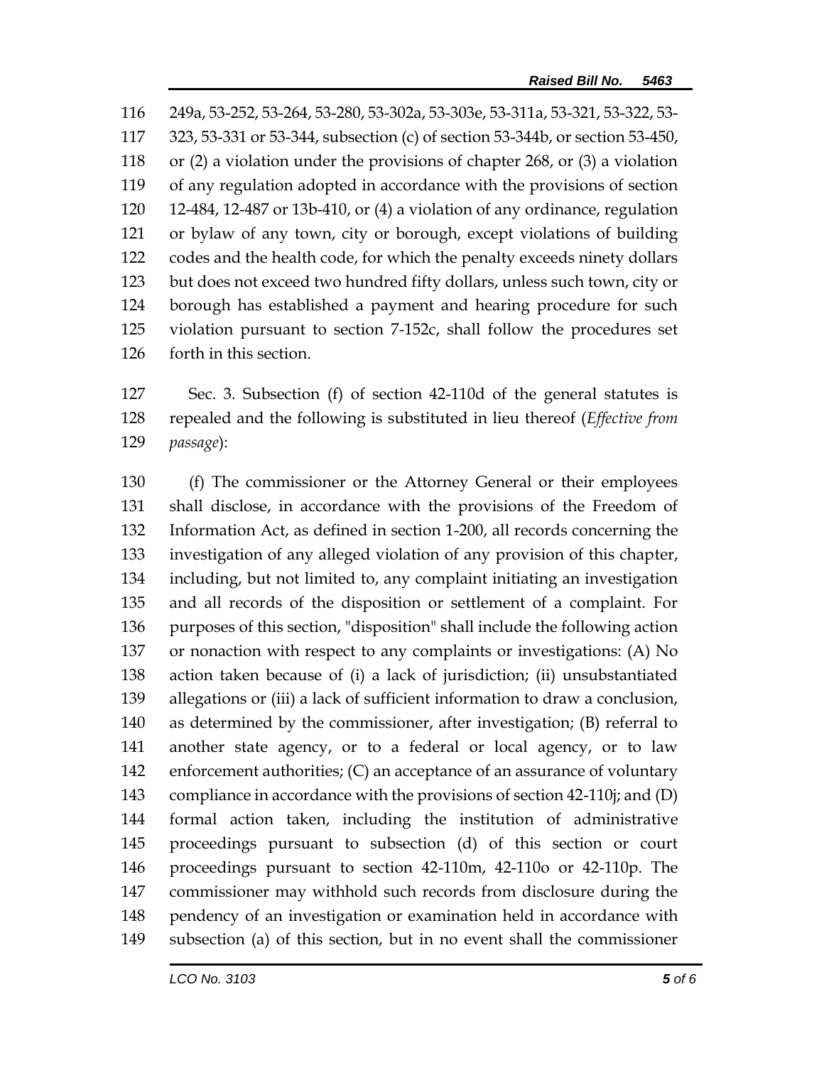249a, 53-252, 53-264, 53-280, 53-302a, 53-303e, 53-311a, 53-321, 53-322, 53-323, 53-331 or 53-344, subsection (c) of section 53-344b, or section 53-450, or (2) a violation under the provisions of chapter 268, or (3) a violation of any regulation adopted in accordance with the provisions of section 12-484, 12-487 or 13b-410, or (4) a violation of any ordinance, regulation or bylaw of any town, city or borough, except violations of building codes and the health code, for which the penalty exceeds ninety dollars but does not exceed two hundred fifty dollars, unless such town, city or borough has established a payment and hearing procedure for such violation pursuant to section 7-152c, shall follow the procedures set forth in this section.

Sec. 3. Subsection (f) of section 42-110d of the general statutes is repealed and the following is substituted in lieu thereof (*Effective from passage*):

(f) The commissioner or the Attorney General or their employees shall disclose, in accordance with the provisions of the Freedom of Information Act, as defined in section 1-200, all records concerning the investigation of any alleged violation of any provision of this chapter, including, but not limited to, any complaint initiating an investigation and all records of the disposition or settlement of a complaint. For purposes of this section, "disposition" shall include the following action or nonaction with respect to any complaints or investigations: (A) No action taken because of (i) a lack of jurisdiction; (ii) unsubstantiated allegations or (iii) a lack of sufficient information to draw a conclusion, as determined by the commissioner, after investigation; (B) referral to another state agency, or to a federal or local agency, or to law enforcement authorities; (C) an acceptance of an assurance of voluntary compliance in accordance with the provisions of section 42-110j; and (D) formal action taken, including the institution of administrative proceedings pursuant to subsection (d) of this section or court proceedings pursuant to section 42-110m, 42-110o or 42-110p. The commissioner may withhold such records from disclosure during the pendency of an investigation or examination held in accordance with subsection (a) of this section, but in no event shall the commissioner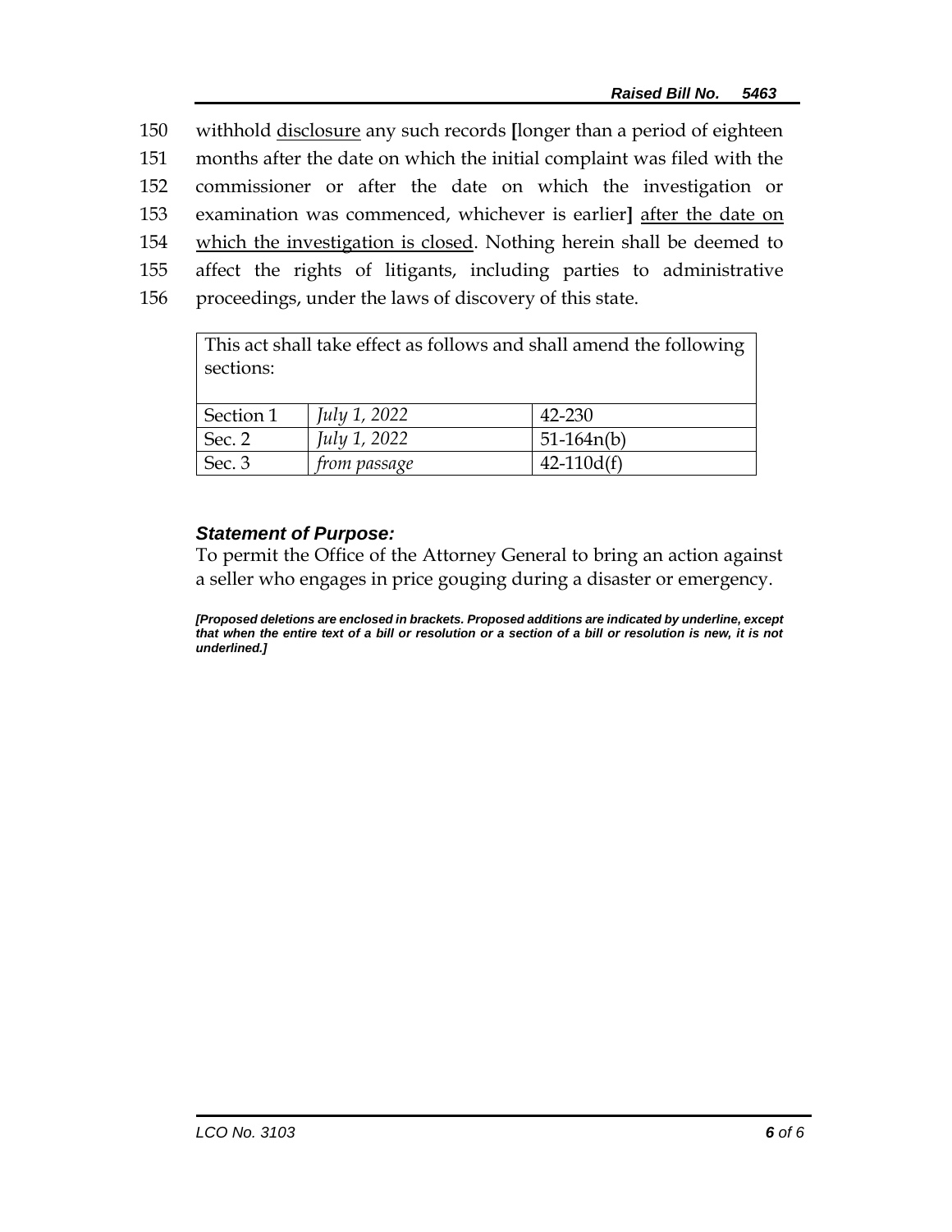150 withhold <u>disclosure</u> any such records [longer than a period of eighteen
151 months after the date on which the initial complaint was filed with the
152 commissioner or after the date on which the investigation or
153 examination was commenced, whichever is earlier] <u>after the date on</u>
154 <u>which the investigation is closed</u>. Nothing herein shall be deemed to
155 affect the rights of litigants, including parties to administrative
156 proceedings, under the laws of discovery of this state.

| This act shall take effect as follows and shall amend the following sections: | | |
|---|---|---|
| Section 1 | *July 1, 2022* | 42-230 |
| Sec. 2 | *July 1, 2022* | 51-164n(b) |
| Sec. 3 | *from passage* | 42-110d(f) |

### *Statement of Purpose:*

To permit the Office of the Attorney General to bring an action against a seller who engages in price gouging during a disaster or emergency.

***[Proposed deletions are enclosed in brackets. Proposed additions are indicated by underline, except that when the entire text of a bill or resolution or a section of a bill or resolution is new, it is not underlined.]***